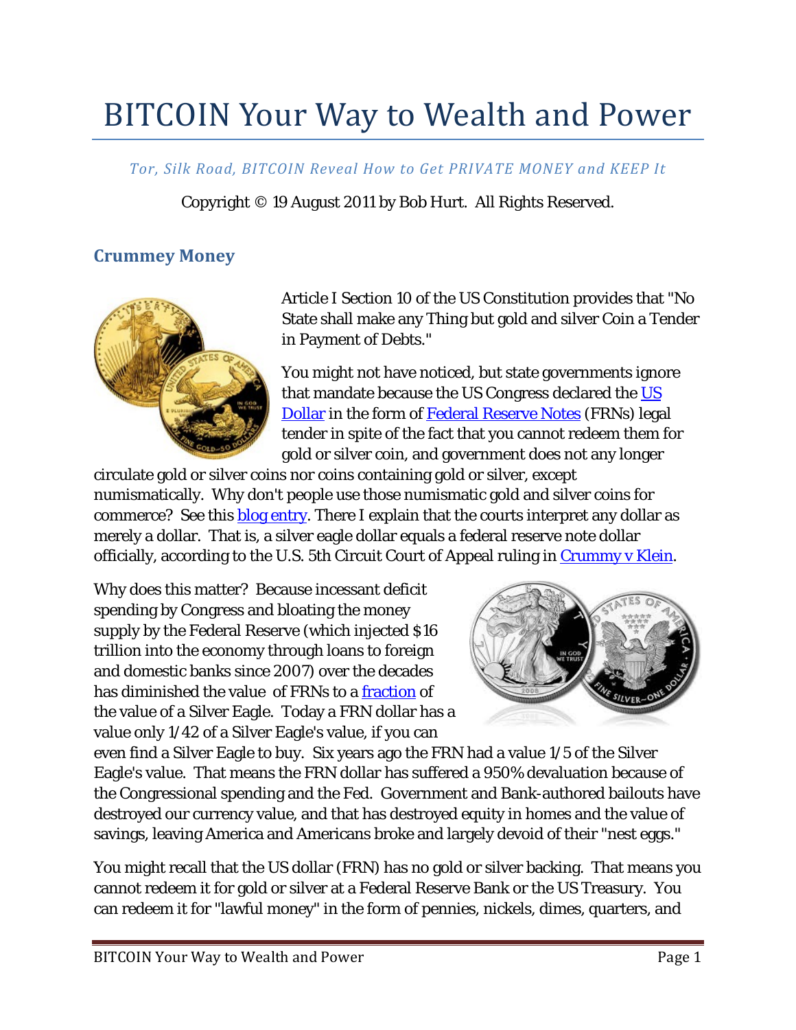# BITCOIN Your Way to Wealth and Power

*Tor, Silk Road, BITCOIN Reveal How to Get PRIVATE MONEY and KEEP It*

Copyright © 19 August 2011 by Bob Hurt. All Rights Reserved.

## Crummey Money

Article I Section 10 of the US Constitution provides that "No State shall make any Thing but gold and silver Coin a Tender in Payment of Debts."

You might not have noticed, but state governments ignore that mandate because the US Congress declared the [US Dollar]() in the form of [Federal Reserve Notes]() (FRNs) legal tender in spite of the fact that you cannot redeem them for gold or silver coin, and government does not any longer circulate gold or silver coins nor coins containing gold or silver, except numismatically. Why don't people use those numismatic gold and silver coins for commerce? See this [blog entry](). There I explain that the courts interpret any dollar as merely a dollar. That is, a silver eagle dollar equals a federal reserve note dollar officially, according to the U.S. 5th Circuit Court of Appeal ruling in [Crummy v Klein]().

Why does this matter? Because incessant deficit spending by Congress and bloating the money supply by the Federal Reserve (which injected $16 trillion into the economy through loans to foreign and domestic banks since 2007) over the decades has diminished the value of FRNs to a [fraction]() of the value of a Silver Eagle. Today a FRN dollar has a value only 1/42 of a Silver Eagle's value, if you can even find a Silver Eagle to buy. Six years ago the FRN had a value 1/5 of the Silver Eagle's value. That means the FRN dollar has suffered a 950% devaluation because of the Congressional spending and the Fed. Government and Bank-authored bailouts have destroyed our currency value, and that has destroyed equity in homes and the value of savings, leaving America and Americans broke and largely devoid of their "nest eggs."

You might recall that the US dollar (FRN) has no gold or silver backing. That means you cannot redeem it for gold or silver at a Federal Reserve Bank or the US Treasury. You can redeem it for "lawful money" in the form of pennies, nickels, dimes, quarters, and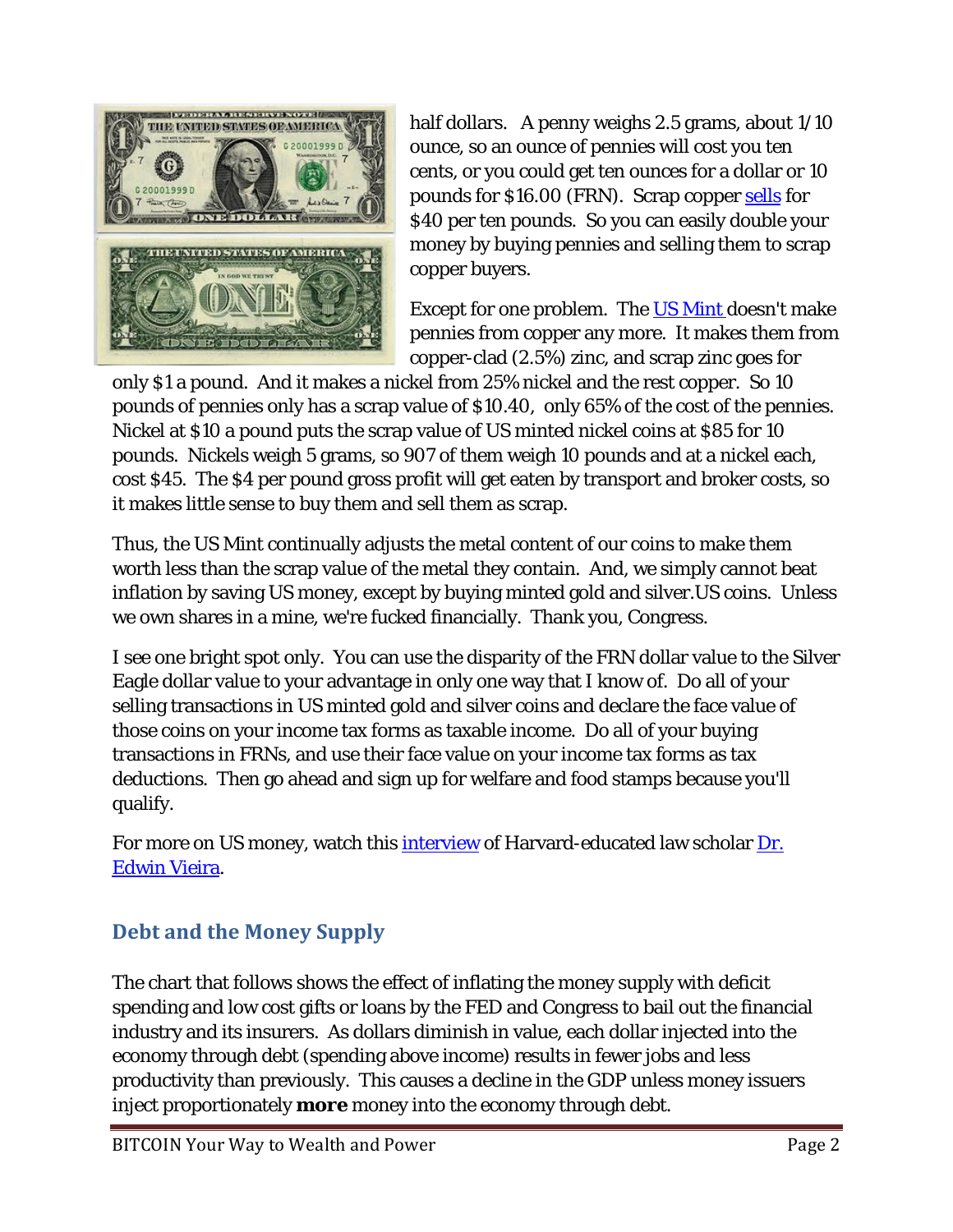half dollars. A penny weighs 2.5 grams, about 1/10 ounce, so an ounce of pennies will cost you ten cents, or you could get ten ounces for a dollar or 10 pounds for $16.00 (FRN). Scrap copper [sells](#) for $40 per ten pounds. So you can easily double your money by buying pennies and selling them to scrap copper buyers.

Except for one problem. The [US Mint](#) doesn't make pennies from copper any more. It makes them from copper-clad (2.5%) zinc, and scrap zinc goes for only $1 a pound. And it makes a nickel from 25% nickel and the rest copper. So 10 pounds of pennies only has a scrap value of $10.40, only 65% of the cost of the pennies. Nickel at $10 a pound puts the scrap value of US minted nickel coins at $85 for 10 pounds. Nickels weigh 5 grams, so 907 of them weigh 10 pounds and at a nickel each, cost $45. The $4 per pound gross profit will get eaten by transport and broker costs, so it makes little sense to buy them and sell them as scrap.

Thus, the US Mint continually adjusts the metal content of our coins to make them worth less than the scrap value of the metal they contain. And, we simply cannot beat inflation by saving US money, except by buying minted gold and silver.US coins. Unless we own shares in a mine, we're fucked financially. Thank you, Congress.

I see one bright spot only. You can use the disparity of the FRN dollar value to the Silver Eagle dollar value to your advantage in only one way that I know of. Do all of your selling transactions in US minted gold and silver coins and declare the face value of those coins on your income tax forms as taxable income. Do all of your buying transactions in FRNs, and use their face value on your income tax forms as tax deductions. Then go ahead and sign up for welfare and food stamps because you'll qualify.

For more on US money, watch this [interview](#) of Harvard-educated law scholar [Dr. Edwin Vieira](#).

## Debt and the Money Supply

The chart that follows shows the effect of inflating the money supply with deficit spending and low cost gifts or loans by the FED and Congress to bail out the financial industry and its insurers. As dollars diminish in value, each dollar injected into the economy through debt (spending above income) results in fewer jobs and less productivity than previously. This causes a decline in the GDP unless money issuers inject proportionately **more** money into the economy through debt.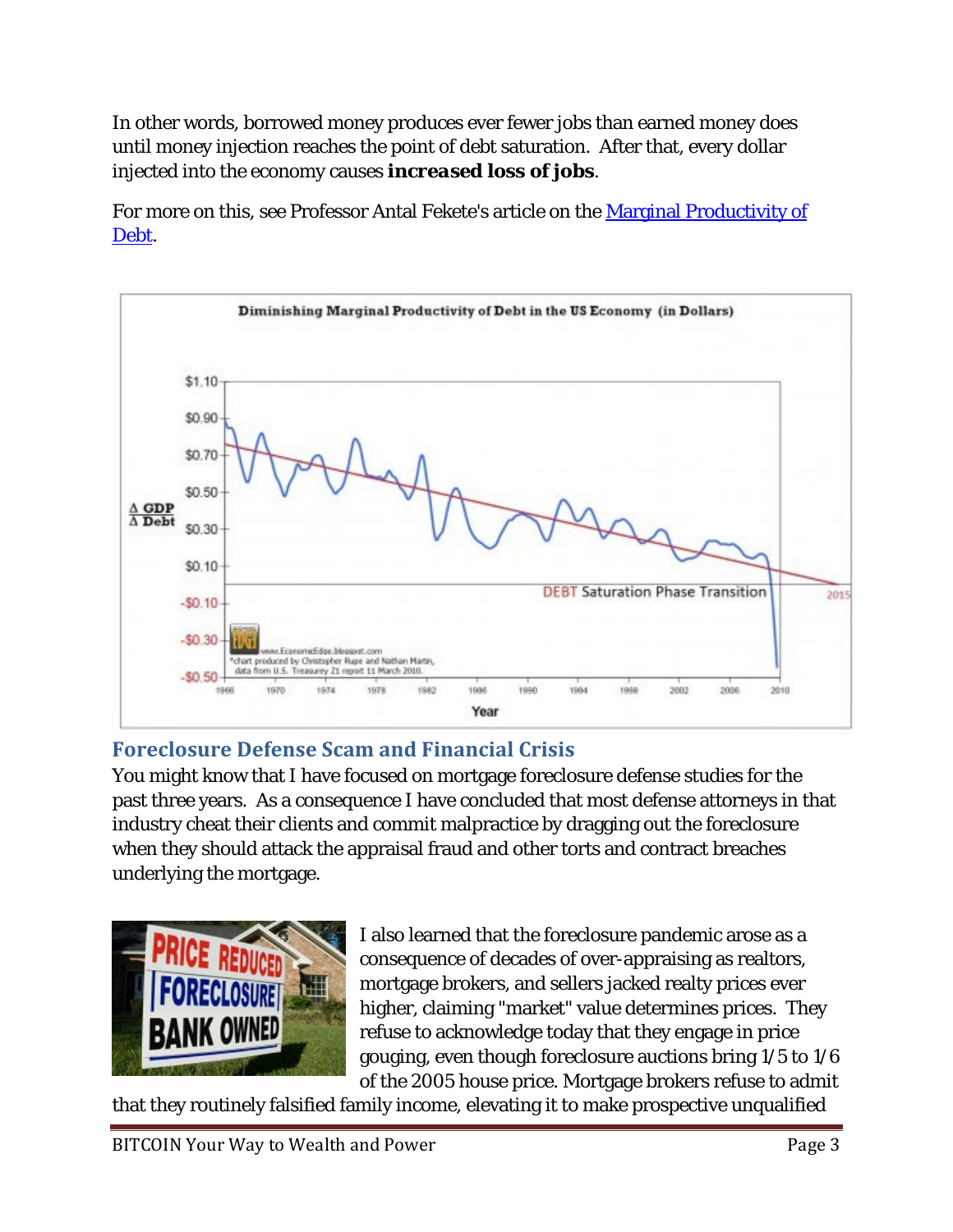In other words, borrowed money produces ever fewer jobs than earned money does until money injection reaches the point of debt saturation. After that, every dollar injected into the economy causes ***increased loss of jobs***.

For more on this, see Professor Antal Fekete's article on the [Marginal Productivity of Debt](Marginal Productivity of Debt).

Diminishing Marginal Productivity of Debt in the US Economy (in Dollars)

$1.10
$0.90
$0.70
$0.50
$0.30
$0.10
-$0.10
-$0.30
-$0.50

Δ GDP / Δ Debt

DEBT Saturation Phase Transition

2015

www.EconomicEdge.blogspot.com
*chart produced by Christopher Rupe and Nathan Martin, data from U.S. Treasurey Z1 report 11 March 2010.

1966 1970 1974 1978 1982 1986 1990 1994 1998 2002 2006 2010

Year

## Foreclosure Defense Scam and Financial Crisis

You might know that I have focused on mortgage foreclosure defense studies for the past three years. As a consequence I have concluded that most defense attorneys in that industry cheat their clients and commit malpractice by dragging out the foreclosure when they should attack the appraisal fraud and other torts and contract breaches underlying the mortgage.

PRICE REDUCED
FORECLOSURE
BANK OWNED

I also learned that the foreclosure pandemic arose as a consequence of decades of over-appraising as realtors, mortgage brokers, and sellers jacked realty prices ever higher, claiming "market" value determines prices. They refuse to acknowledge today that they engage in price gouging, even though foreclosure auctions bring 1/5 to 1/6 of the 2005 house price. Mortgage brokers refuse to admit that they routinely falsified family income, elevating it to make prospective unqualified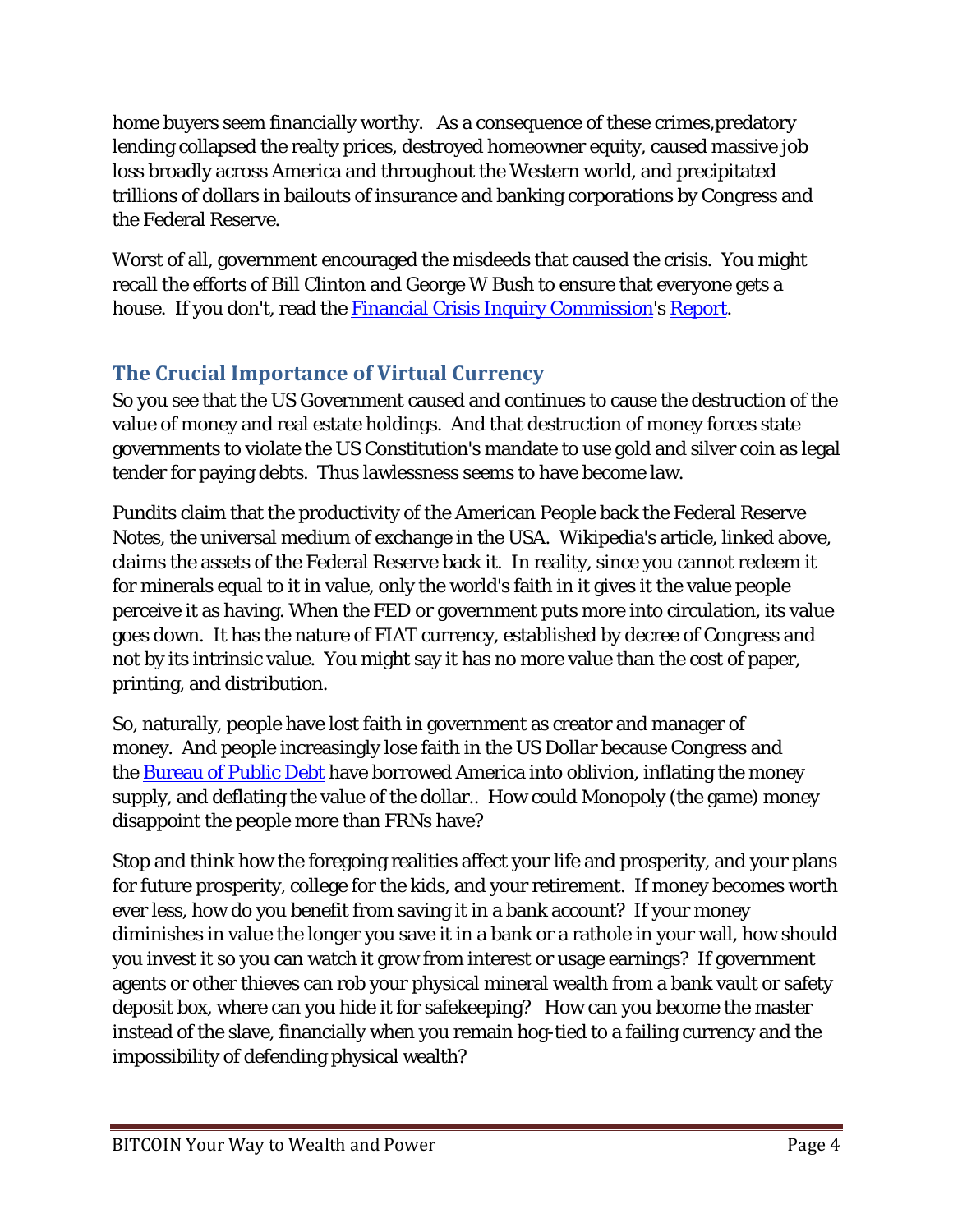home buyers seem financially worthy. As a consequence of these crimes,predatory lending collapsed the realty prices, destroyed homeowner equity, caused massive job loss broadly across America and throughout the Western world, and precipitated trillions of dollars in bailouts of insurance and banking corporations by Congress and the Federal Reserve.

Worst of all, government encouraged the misdeeds that caused the crisis. You might recall the efforts of Bill Clinton and George W Bush to ensure that everyone gets a house. If you don't, read the Financial Crisis Inquiry Commission's Report.

## The Crucial Importance of Virtual Currency

So you see that the US Government caused and continues to cause the destruction of the value of money and real estate holdings. And that destruction of money forces state governments to violate the US Constitution's mandate to use gold and silver coin as legal tender for paying debts. Thus lawlessness seems to have become law.

Pundits claim that the productivity of the American People back the Federal Reserve Notes, the universal medium of exchange in the USA. Wikipedia's article, linked above, claims the assets of the Federal Reserve back it. In reality, since you cannot redeem it for minerals equal to it in value, only the world's faith in it gives it the value people perceive it as having. When the FED or government puts more into circulation, its value goes down. It has the nature of FIAT currency, established by decree of Congress and not by its intrinsic value. You might say it has no more value than the cost of paper, printing, and distribution.

So, naturally, people have lost faith in government as creator and manager of money. And people increasingly lose faith in the US Dollar because Congress and the Bureau of Public Debt have borrowed America into oblivion, inflating the money supply, and deflating the value of the dollar.. How could Monopoly (the game) money disappoint the people more than FRNs have?

Stop and think how the foregoing realities affect your life and prosperity, and your plans for future prosperity, college for the kids, and your retirement. If money becomes worth ever less, how do you benefit from saving it in a bank account? If your money diminishes in value the longer you save it in a bank or a rathole in your wall, how should you invest it so you can watch it grow from interest or usage earnings? If government agents or other thieves can rob your physical mineral wealth from a bank vault or safety deposit box, where can you hide it for safekeeping? How can you become the master instead of the slave, financially when you remain hog-tied to a failing currency and the impossibility of defending physical wealth?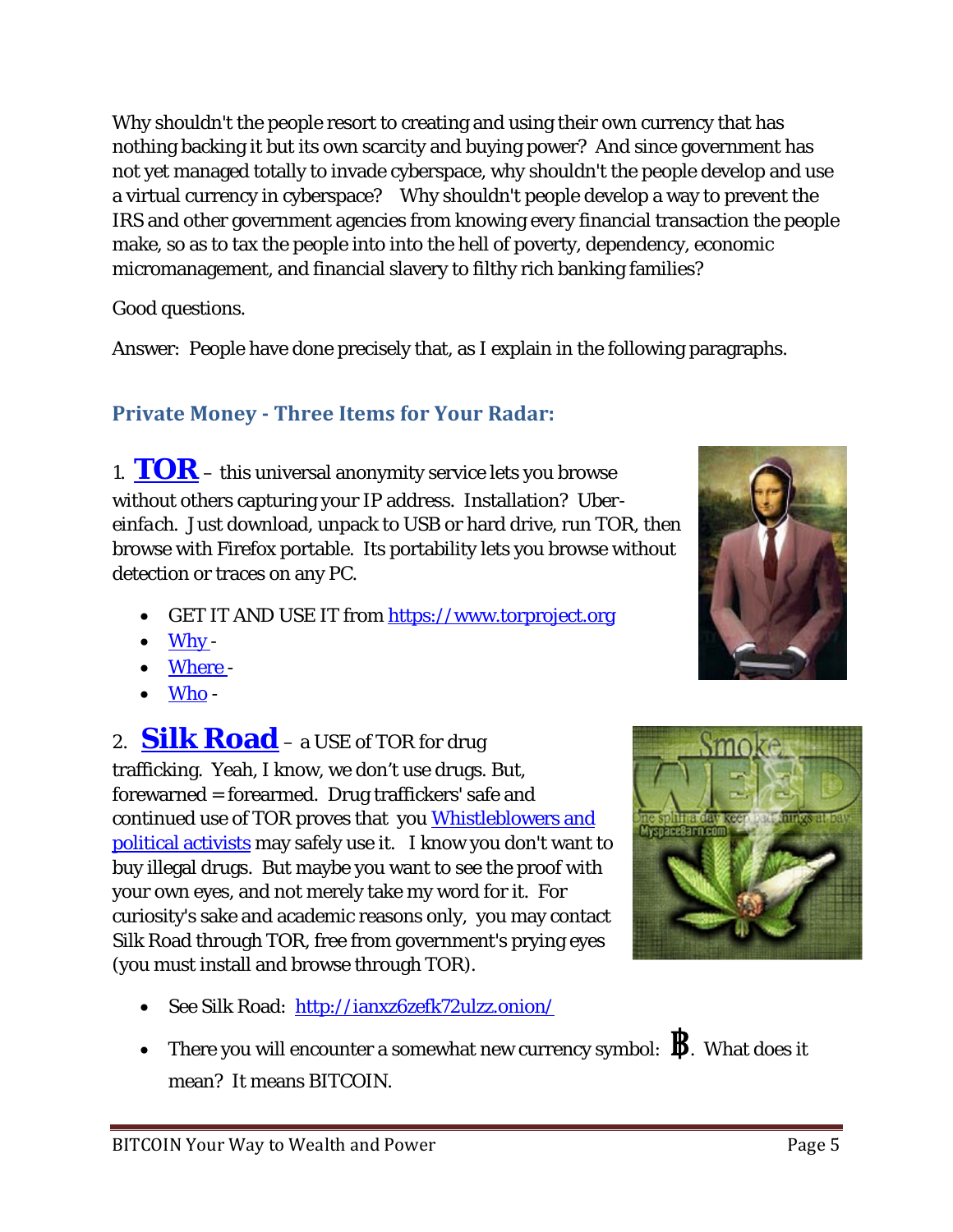Why shouldn't the people resort to creating and using their own currency that has nothing backing it but its own scarcity and buying power? And since government has not yet managed totally to invade cyberspace, why shouldn't the people develop and use a virtual currency in cyberspace? Why shouldn't people develop a way to prevent the IRS and other government agencies from knowing every financial transaction the people make, so as to tax the people into into the hell of poverty, dependency, economic micromanagement, and financial slavery to filthy rich banking families?

Good questions.

Answer: People have done precisely that, as I explain in the following paragraphs.

## Private Money - Three Items for Your Radar:

1. **TOR** – this universal anonymity service lets you browse without others capturing your IP address. Installation? Uber-*einfach*. Just download, unpack to USB or hard drive, run TOR, then browse with Firefox portable. Its portability lets you browse without detection or traces on any PC.

- GET IT AND USE IT from https://www.torproject.org
- Why -
- Where -
- Who -

2. **Silk Road** – a USE of TOR for drug trafficking. Yeah, I know, we don't use drugs. But, forewarned = forearmed. Drug traffickers' safe and continued use of TOR proves that you Whistleblowers and political activists may safely use it. I know you don't want to buy illegal drugs. But maybe you want to see the proof with your own eyes, and not merely take my word for it. For curiosity's sake and academic reasons only, you may contact Silk Road through TOR, free from government's prying eyes (you must install and browse through TOR).

- See Silk Road: http://ianxz6zefk72ulzz.onion/
- There you will encounter a somewhat new currency symbol: ฿. What does it mean? It means BITCOIN.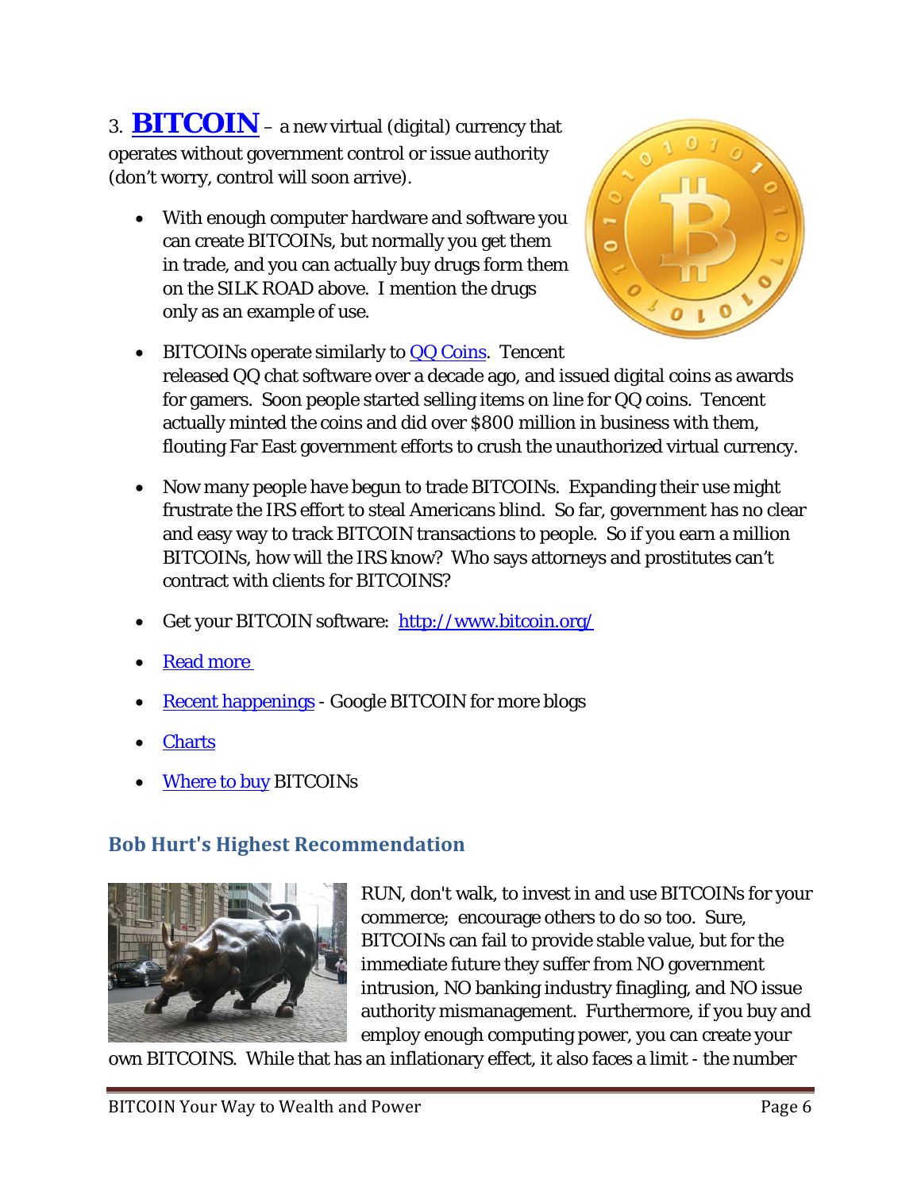3. **BITCOIN** – a new virtual (digital) currency that operates without government control or issue authority (don't worry, control will soon arrive).

- With enough computer hardware and software you can create BITCOINs, but normally you get them in trade, and you can actually buy drugs form them on the SILK ROAD above. I mention the drugs only as an example of use.
- BITCOINs operate similarly to QQ Coins. Tencent released QQ chat software over a decade ago, and issued digital coins as awards for gamers. Soon people started selling items on line for QQ coins. Tencent actually minted the coins and did over $800 million in business with them, flouting Far East government efforts to crush the unauthorized virtual currency.
- Now many people have begun to trade BITCOINs. Expanding their use might frustrate the IRS effort to steal Americans blind. So far, government has no clear and easy way to track BITCOIN transactions to people. So if you earn a million BITCOINs, how will the IRS know? Who says attorneys and prostitutes can't contract with clients for BITCOINS?
- Get your BITCOIN software: http://www.bitcoin.org/
- Read more
- Recent happenings - Google BITCOIN for more blogs
- Charts
- Where to buy BITCOINs

## Bob Hurt's Highest Recommendation

RUN, don't walk, to invest in and use BITCOINs for your commerce; encourage others to do so too. Sure, BITCOINs can fail to provide stable value, but for the immediate future they suffer from NO government intrusion, NO banking industry finagling, and NO issue authority mismanagement. Furthermore, if you buy and employ enough computing power, you can create your own BITCOINS. While that has an inflationary effect, it also faces a limit - the number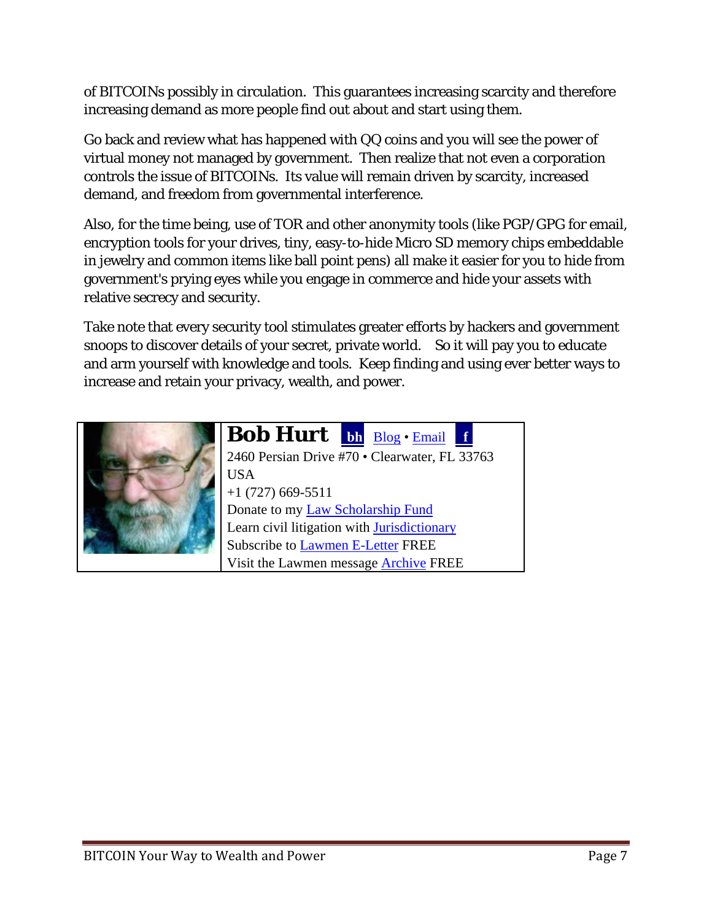of BITCOINs possibly in circulation. This guarantees increasing scarcity and therefore increasing demand as more people find out about and start using them.

Go back and review what has happened with QQ coins and you will see the power of virtual money not managed by government. Then realize that not even a corporation controls the issue of BITCOINs. Its value will remain driven by scarcity, increased demand, and freedom from governmental interference.

Also, for the time being, use of TOR and other anonymity tools (like PGP/GPG for email, encryption tools for your drives, tiny, easy-to-hide Micro SD memory chips embeddable in jewelry and common items like ball point pens) all make it easier for you to hide from government's prying eyes while you engage in commerce and hide your assets with relative secrecy and security.

Take note that every security tool stimulates greater efforts by hackers and government snoops to discover details of your secret, private world. So it will pay you to educate and arm yourself with knowledge and tools. Keep finding and using ever better ways to increase and retain your privacy, wealth, and power.

| | |
|---|---|
| | **Bob Hurt** bh Blog • Email f<br>2460 Persian Drive #70 • Clearwater, FL 33763 USA<br>+1 (727) 669-5511<br>Donate to my Law Scholarship Fund<br>Learn civil litigation with Jurisdictionary<br>Subscribe to Lawmen E-Letter FREE<br>Visit the Lawmen message Archive FREE |